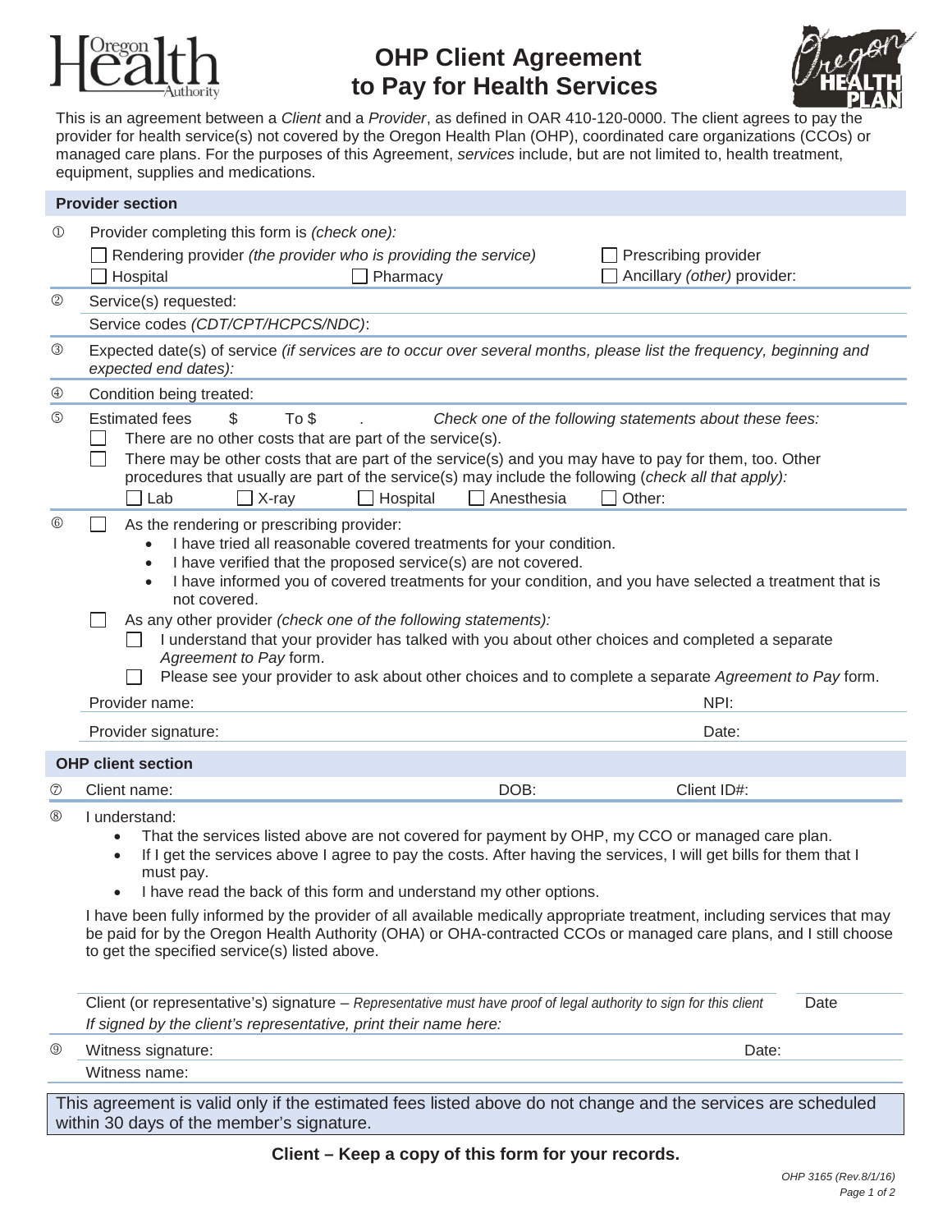# OHP Client Agreement to Pay for Health Services

This is an agreement between a *Client* and a *Provider*, as defined in OAR 410-120-0000. The client agrees to pay the provider for health service(s) not covered by the Oregon Health Plan (OHP), coordinated care organizations (CCOs) or managed care plans. For the purposes of this Agreement, *services* include, but are not limited to, health treatment, equipment, supplies and medications.

## Provider section

① Provider completing this form is *(check one):*

- ☐ Rendering provider *(the provider who is providing the service)*
- ☐ Prescribing provider
- ☐ Hospital
- ☐ Pharmacy
- ☐ Ancillary *(other)* provider:

② Service(s) requested:

Service codes *(CDT/CPT/HCPCS/NDC)*:

③ Expected date(s) of service *(if services are to occur over several months, please list the frequency, beginning and expected end dates):*

④ Condition being treated:

⑤ Estimated fees $ To $ . *Check one of the following statements about these fees:*

- ☐ There are no other costs that are part of the service(s).
- ☐ There may be other costs that are part of the service(s) and you may have to pay for them, too. Other procedures that usually are part of the service(s) may include the following (*check all that apply):*
  - ☐ Lab ☐ X-ray ☐ Hospital ☐ Anesthesia ☐ Other:

⑥ ☐ As the rendering or prescribing provider:

- I have tried all reasonable covered treatments for your condition.
- I have verified that the proposed service(s) are not covered.
- I have informed you of covered treatments for your condition, and you have selected a treatment that is not covered.

☐ As any other provider *(check one of the following statements):*

- ☐ I understand that your provider has talked with you about other choices and completed a separate *Agreement to Pay* form.
- ☐ Please see your provider to ask about other choices and to complete a separate *Agreement to Pay* form.

Provider name: NPI:

Provider signature: Date:

## OHP client section

⑦ Client name: DOB: Client ID#:

⑧ I understand:

- That the services listed above are not covered for payment by OHP, my CCO or managed care plan.
- If I get the services above I agree to pay the costs. After having the services, I will get bills for them that I must pay.
- I have read the back of this form and understand my other options.

I have been fully informed by the provider of all available medically appropriate treatment, including services that may be paid for by the Oregon Health Authority (OHA) or OHA-contracted CCOs or managed care plans, and I still choose to get the specified service(s) listed above.

Client (or representative's) signature – *Representative must have proof of legal authority to sign for this client* Date

*If signed by the client's representative, print their name here:*

⑨ Witness signature: Date:

Witness name:

This agreement is valid only if the estimated fees listed above do not change and the services are scheduled within 30 days of the member's signature.

**Client – Keep a copy of this form for your records.**

*OHP 3165 (Rev.8/1/16)*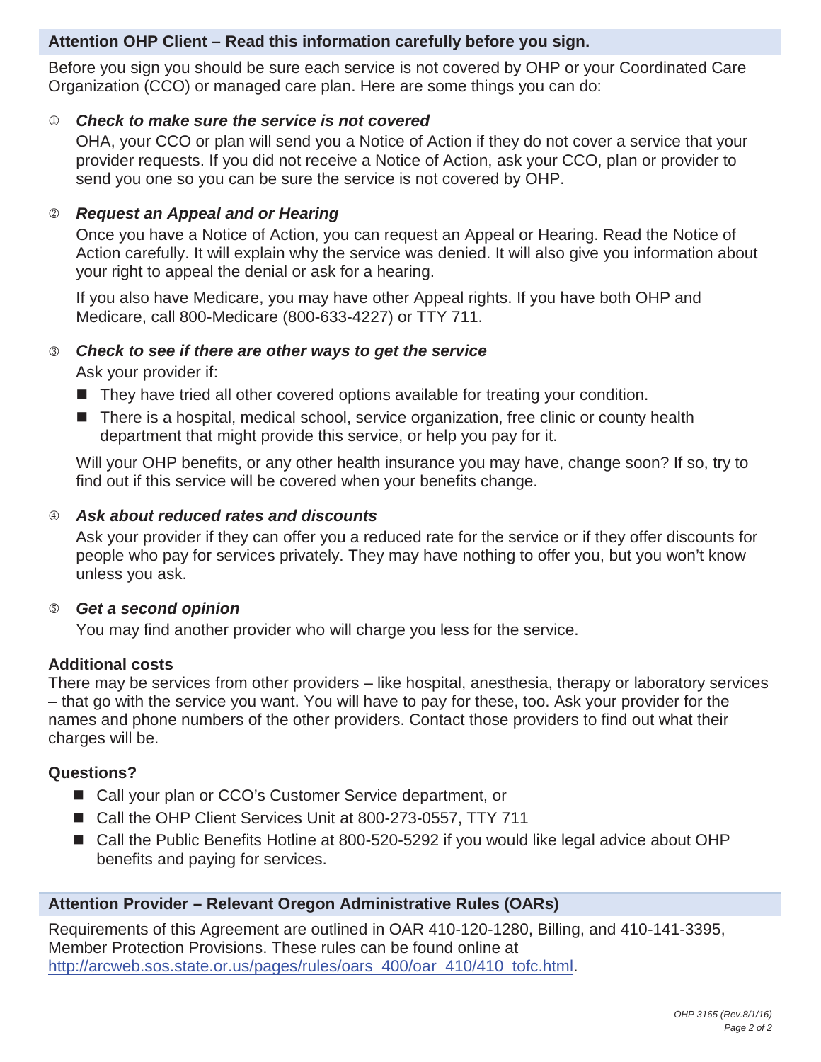## Attention OHP Client – Read this information carefully before you sign.

Before you sign you should be sure each service is not covered by OHP or your Coordinated Care Organization (CCO) or managed care plan. Here are some things you can do:

① ***Check to make sure the service is not covered***

OHA, your CCO or plan will send you a Notice of Action if they do not cover a service that your provider requests. If you did not receive a Notice of Action, ask your CCO, plan or provider to send you one so you can be sure the service is not covered by OHP.

② ***Request an Appeal and or Hearing***

Once you have a Notice of Action, you can request an Appeal or Hearing. Read the Notice of Action carefully. It will explain why the service was denied. It will also give you information about your right to appeal the denial or ask for a hearing.

If you also have Medicare, you may have other Appeal rights. If you have both OHP and Medicare, call 800-Medicare (800-633-4227) or TTY 711.

③ ***Check to see if there are other ways to get the service***

Ask your provider if:

- They have tried all other covered options available for treating your condition.
- There is a hospital, medical school, service organization, free clinic or county health department that might provide this service, or help you pay for it.

Will your OHP benefits, or any other health insurance you may have, change soon? If so, try to find out if this service will be covered when your benefits change.

④ ***Ask about reduced rates and discounts***

Ask your provider if they can offer you a reduced rate for the service or if they offer discounts for people who pay for services privately. They may have nothing to offer you, but you won't know unless you ask.

⑤ ***Get a second opinion***

You may find another provider who will charge you less for the service.

### Additional costs

There may be services from other providers – like hospital, anesthesia, therapy or laboratory services – that go with the service you want. You will have to pay for these, too. Ask your provider for the names and phone numbers of the other providers. Contact those providers to find out what their charges will be.

### Questions?

- Call your plan or CCO's Customer Service department, or
- Call the OHP Client Services Unit at 800-273-0557, TTY 711
- Call the Public Benefits Hotline at 800-520-5292 if you would like legal advice about OHP benefits and paying for services.

## Attention Provider – Relevant Oregon Administrative Rules (OARs)

Requirements of this Agreement are outlined in OAR 410-120-1280, Billing, and 410-141-3395, Member Protection Provisions. These rules can be found online at [http://arcweb.sos.state.or.us/pages/rules/oars_400/oar_410/410_tofc.html](http://arcweb.sos.state.or.us/pages/rules/oars_400/oar_410/410_tofc.html).

*OHP 3165 (Rev.8/1/16)*